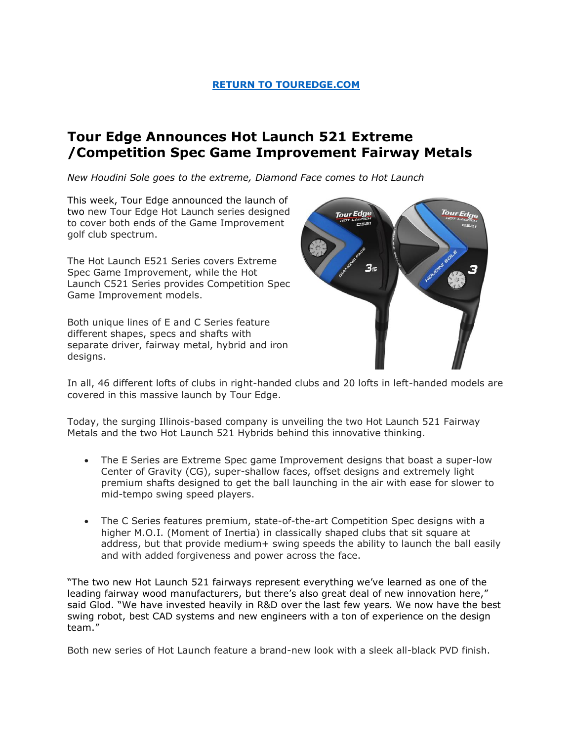**[RETURN TO TOUREDGE.COM](https://touredge.com)**

# Tour Edge Announces Hot Launch 521 Extreme /Competition Spec Game Improvement Fairway Metals

*New Houdini Sole goes to the extreme, Diamond Face comes to Hot Launch*

This week, Tour Edge announced the launch of two new Tour Edge Hot Launch series designed to cover both ends of the Game Improvement golf club spectrum.

The Hot Launch E521 Series covers Extreme Spec Game Improvement, while the Hot Launch C521 Series provides Competition Spec Game Improvement models.

Both unique lines of E and C Series feature different shapes, specs and shafts with separate driver, fairway metal, hybrid and iron designs.

In all, 46 different lofts of clubs in right-handed clubs and 20 lofts in left-handed models are covered in this massive launch by Tour Edge.

Today, the surging Illinois-based company is unveiling the two Hot Launch 521 Fairway Metals and the two Hot Launch 521 Hybrids behind this innovative thinking.

- The E Series are Extreme Spec game Improvement designs that boast a super-low Center of Gravity (CG), super-shallow faces, offset designs and extremely light premium shafts designed to get the ball launching in the air with ease for slower to mid-tempo swing speed players.
- The C Series features premium, state-of-the-art Competition Spec designs with a higher M.O.I. (Moment of Inertia) in classically shaped clubs that sit square at address, but that provide medium+ swing speeds the ability to launch the ball easily and with added forgiveness and power across the face.

"The two new Hot Launch 521 fairways represent everything we've learned as one of the leading fairway wood manufacturers, but there's also great deal of new innovation here," said Glod. "We have invested heavily in R&D over the last few years. We now have the best swing robot, best CAD systems and new engineers with a ton of experience on the design team."

Both new series of Hot Launch feature a brand-new look with a sleek all-black PVD finish.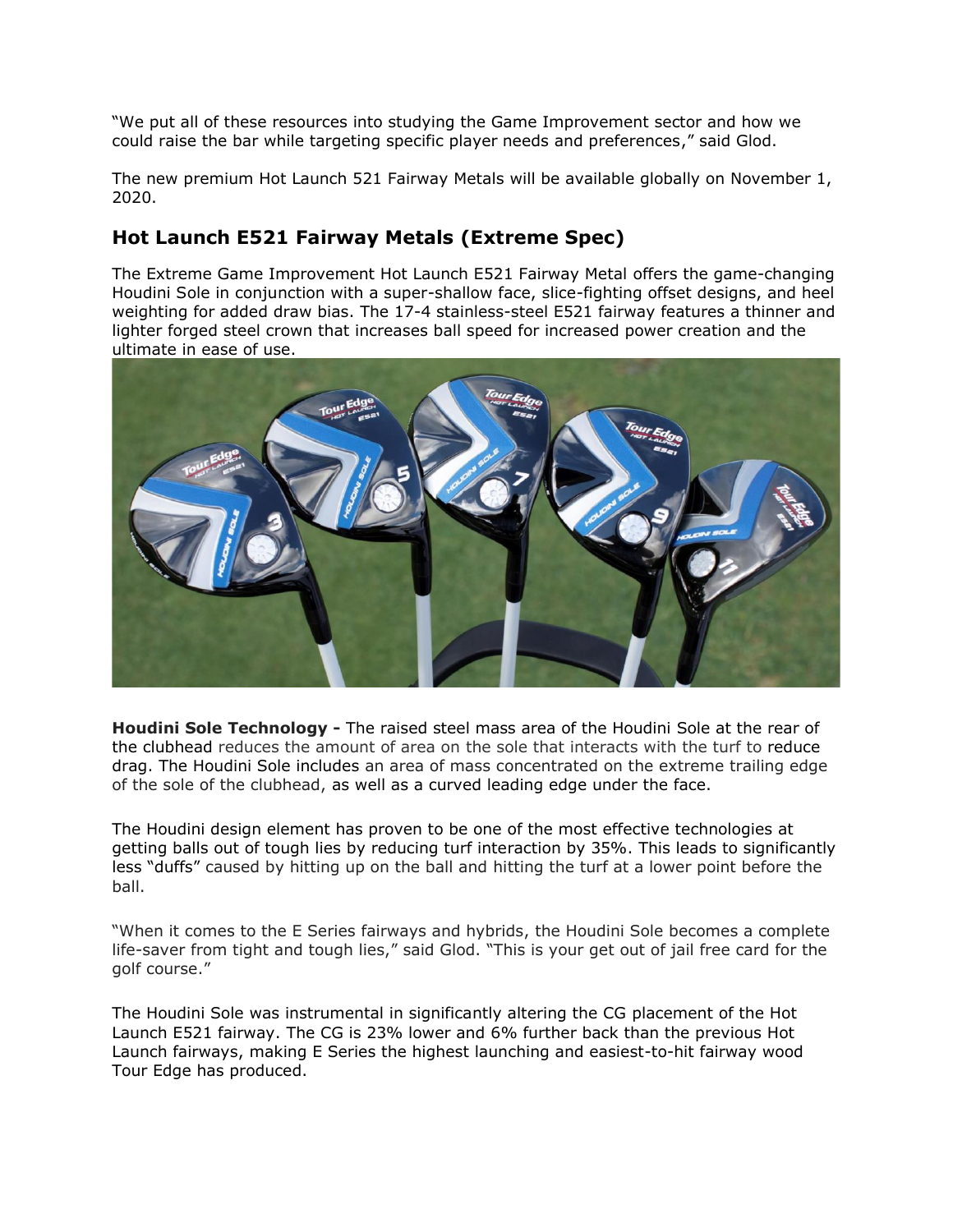"We put all of these resources into studying the Game Improvement sector and how we could raise the bar while targeting specific player needs and preferences," said Glod.

The new premium Hot Launch 521 Fairway Metals will be available globally on November 1, 2020.

## Hot Launch E521 Fairway Metals (Extreme Spec)

The Extreme Game Improvement Hot Launch E521 Fairway Metal offers the game-changing Houdini Sole in conjunction with a super-shallow face, slice-fighting offset designs, and heel weighting for added draw bias. The 17-4 stainless-steel E521 fairway features a thinner and lighter forged steel crown that increases ball speed for increased power creation and the ultimate in ease of use.

**Houdini Sole Technology -** The raised steel mass area of the Houdini Sole at the rear of the clubhead reduces the amount of area on the sole that interacts with the turf to reduce drag. The Houdini Sole includes an area of mass concentrated on the extreme trailing edge of the sole of the clubhead, as well as a curved leading edge under the face.

The Houdini design element has proven to be one of the most effective technologies at getting balls out of tough lies by reducing turf interaction by 35%. This leads to significantly less "duffs" caused by hitting up on the ball and hitting the turf at a lower point before the ball.

"When it comes to the E Series fairways and hybrids, the Houdini Sole becomes a complete life-saver from tight and tough lies," said Glod. "This is your get out of jail free card for the golf course."

The Houdini Sole was instrumental in significantly altering the CG placement of the Hot Launch E521 fairway. The CG is 23% lower and 6% further back than the previous Hot Launch fairways, making E Series the highest launching and easiest-to-hit fairway wood Tour Edge has produced.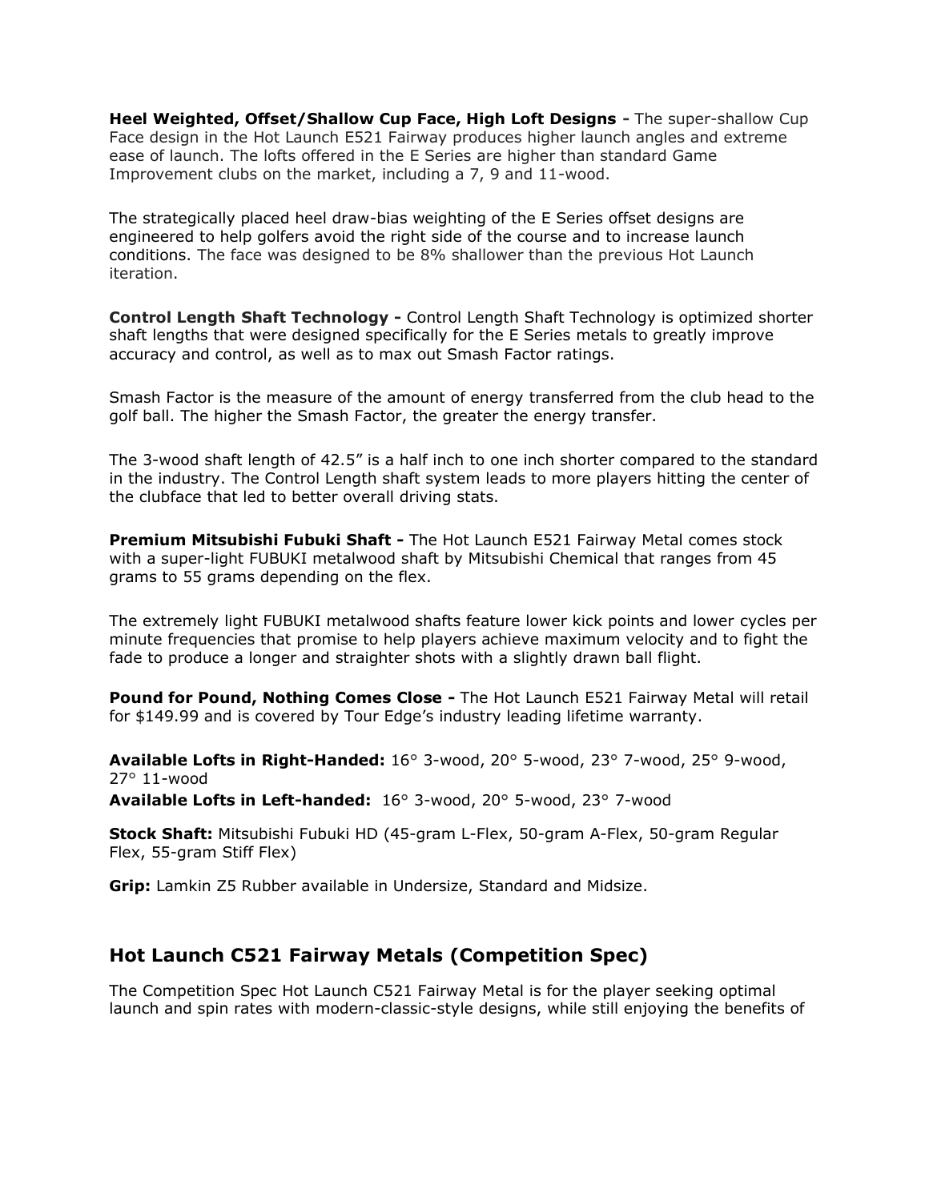**Heel Weighted, Offset/Shallow Cup Face, High Loft Designs -** The super-shallow Cup Face design in the Hot Launch E521 Fairway produces higher launch angles and extreme ease of launch. The lofts offered in the E Series are higher than standard Game Improvement clubs on the market, including a 7, 9 and 11-wood.

The strategically placed heel draw-bias weighting of the E Series offset designs are engineered to help golfers avoid the right side of the course and to increase launch conditions. The face was designed to be 8% shallower than the previous Hot Launch iteration.

**Control Length Shaft Technology -** Control Length Shaft Technology is optimized shorter shaft lengths that were designed specifically for the E Series metals to greatly improve accuracy and control, as well as to max out Smash Factor ratings.

Smash Factor is the measure of the amount of energy transferred from the club head to the golf ball. The higher the Smash Factor, the greater the energy transfer.

The 3-wood shaft length of 42.5" is a half inch to one inch shorter compared to the standard in the industry. The Control Length shaft system leads to more players hitting the center of the clubface that led to better overall driving stats.

**Premium Mitsubishi Fubuki Shaft -** The Hot Launch E521 Fairway Metal comes stock with a super-light FUBUKI metalwood shaft by Mitsubishi Chemical that ranges from 45 grams to 55 grams depending on the flex.

The extremely light FUBUKI metalwood shafts feature lower kick points and lower cycles per minute frequencies that promise to help players achieve maximum velocity and to fight the fade to produce a longer and straighter shots with a slightly drawn ball flight.

**Pound for Pound, Nothing Comes Close -** The Hot Launch E521 Fairway Metal will retail for $149.99 and is covered by Tour Edge's industry leading lifetime warranty.

**Available Lofts in Right-Handed:** 16° 3-wood, 20° 5-wood, 23° 7-wood, 25° 9-wood, 27° 11-wood
**Available Lofts in Left-handed:** 16° 3-wood, 20° 5-wood, 23° 7-wood

**Stock Shaft:** Mitsubishi Fubuki HD (45-gram L-Flex, 50-gram A-Flex, 50-gram Regular Flex, 55-gram Stiff Flex)

**Grip:** Lamkin Z5 Rubber available in Undersize, Standard and Midsize.

## Hot Launch C521 Fairway Metals (Competition Spec)

The Competition Spec Hot Launch C521 Fairway Metal is for the player seeking optimal launch and spin rates with modern-classic-style designs, while still enjoying the benefits of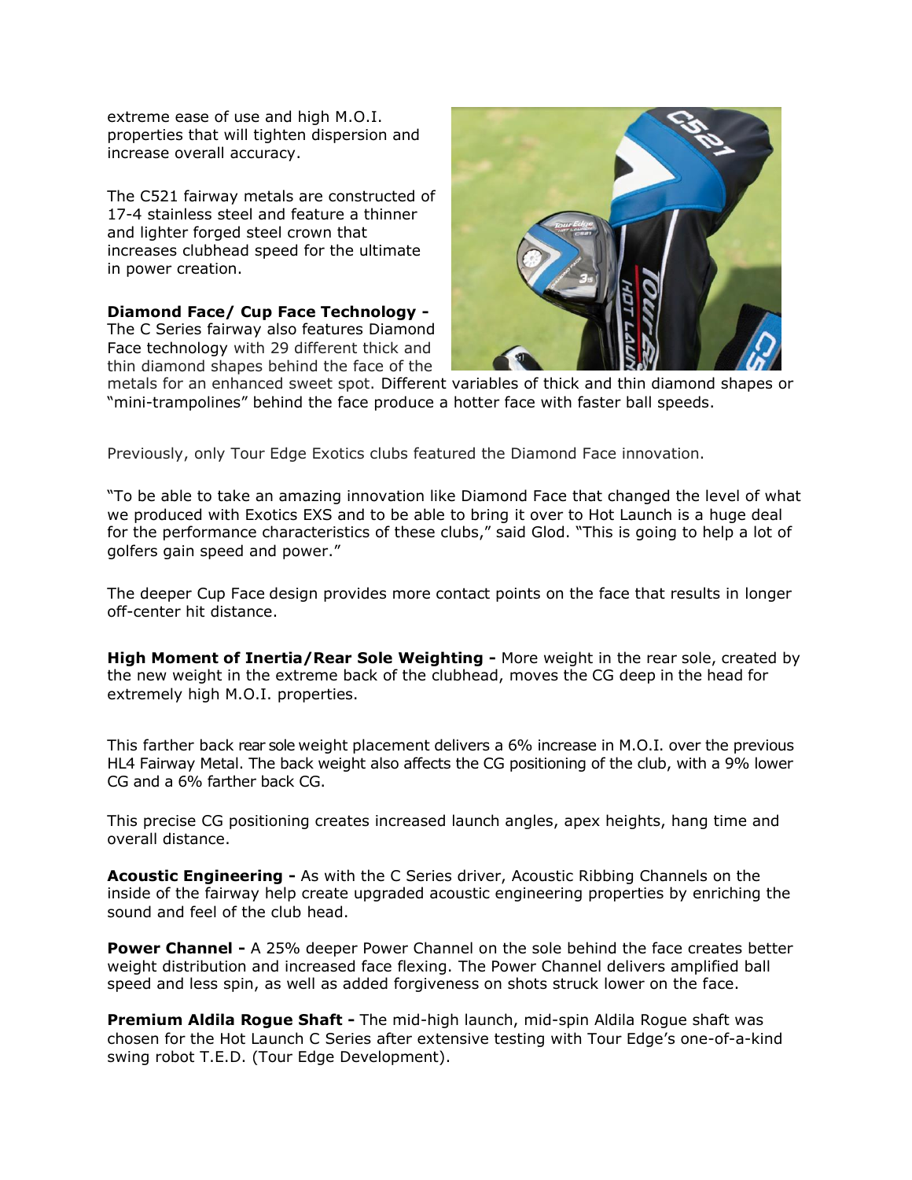extreme ease of use and high M.O.I. properties that will tighten dispersion and increase overall accuracy.

The C521 fairway metals are constructed of 17-4 stainless steel and feature a thinner and lighter forged steel crown that increases clubhead speed for the ultimate in power creation.

**Diamond Face/ Cup Face Technology -** The C Series fairway also features Diamond Face technology with 29 different thick and thin diamond shapes behind the face of the metals for an enhanced sweet spot. Different variables of thick and thin diamond shapes or "mini-trampolines" behind the face produce a hotter face with faster ball speeds.

Previously, only Tour Edge Exotics clubs featured the Diamond Face innovation.

"To be able to take an amazing innovation like Diamond Face that changed the level of what we produced with Exotics EXS and to be able to bring it over to Hot Launch is a huge deal for the performance characteristics of these clubs," said Glod. "This is going to help a lot of golfers gain speed and power."

The deeper Cup Face design provides more contact points on the face that results in longer off-center hit distance.

**High Moment of Inertia/Rear Sole Weighting -** More weight in the rear sole, created by the new weight in the extreme back of the clubhead, moves the CG deep in the head for extremely high M.O.I. properties.

This farther back rear sole weight placement delivers a 6% increase in M.O.I. over the previous HL4 Fairway Metal. The back weight also affects the CG positioning of the club, with a 9% lower CG and a 6% farther back CG.

This precise CG positioning creates increased launch angles, apex heights, hang time and overall distance.

**Acoustic Engineering -** As with the C Series driver, Acoustic Ribbing Channels on the inside of the fairway help create upgraded acoustic engineering properties by enriching the sound and feel of the club head.

**Power Channel -** A 25% deeper Power Channel on the sole behind the face creates better weight distribution and increased face flexing. The Power Channel delivers amplified ball speed and less spin, as well as added forgiveness on shots struck lower on the face.

**Premium Aldila Rogue Shaft -** The mid-high launch, mid-spin Aldila Rogue shaft was chosen for the Hot Launch C Series after extensive testing with Tour Edge's one-of-a-kind swing robot T.E.D. (Tour Edge Development).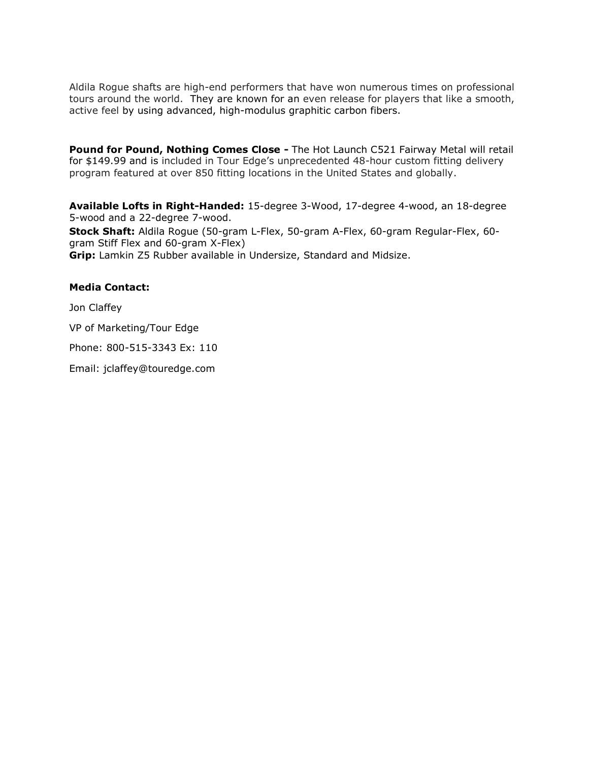Aldila Rogue shafts are high-end performers that have won numerous times on professional tours around the world. They are known for an even release for players that like a smooth, active feel by using advanced, high-modulus graphitic carbon fibers.

**Pound for Pound, Nothing Comes Close -** The Hot Launch C521 Fairway Metal will retail for $149.99 and is included in Tour Edge's unprecedented 48-hour custom fitting delivery program featured at over 850 fitting locations in the United States and globally.

**Available Lofts in Right-Handed:** 15-degree 3-Wood, 17-degree 4-wood, an 18-degree 5-wood and a 22-degree 7-wood.

**Stock Shaft:** Aldila Rogue (50-gram L-Flex, 50-gram A-Flex, 60-gram Regular-Flex, 60-gram Stiff Flex and 60-gram X-Flex)

**Grip:** Lamkin Z5 Rubber available in Undersize, Standard and Midsize.

**Media Contact:**

Jon Claffey

VP of Marketing/Tour Edge

Phone: 800-515-3343 Ex: 110

Email: jclaffey@touredge.com